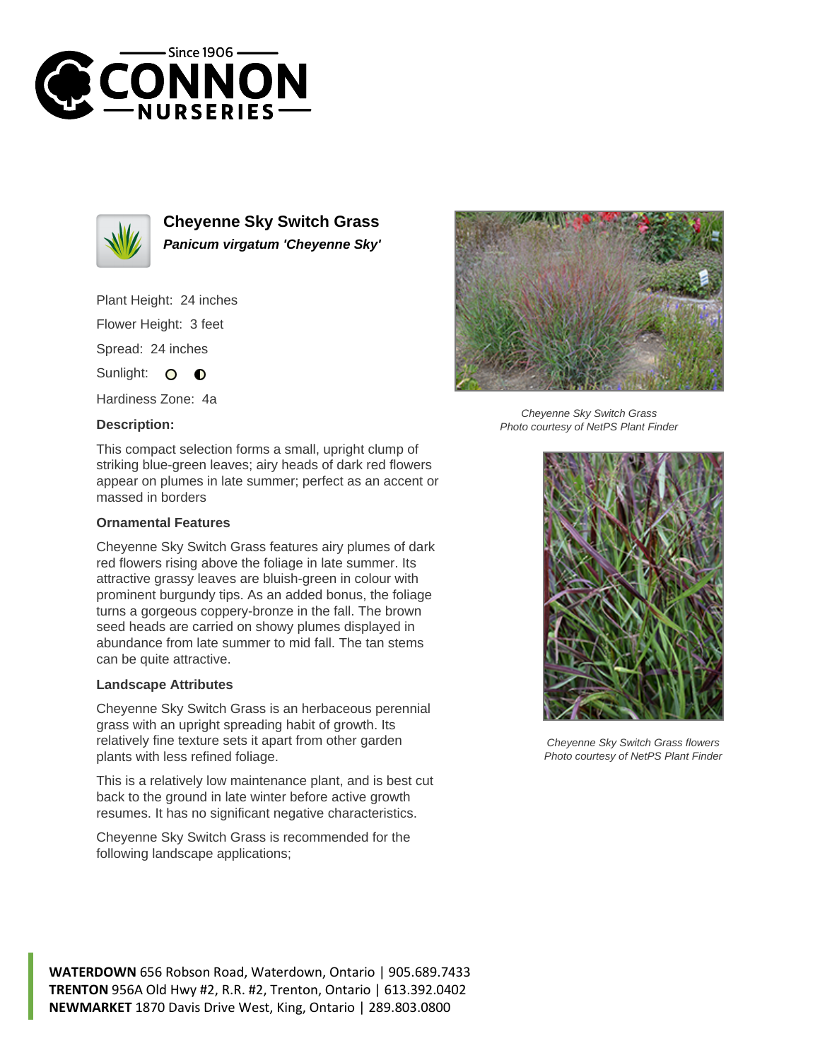# Cheyenne Sky Switch Grass

***Panicum virgatum 'Cheyenne Sky'***

Plant Height: 24 inches

Flower Height: 3 feet

Spread: 24 inches

Sunlight: 

Hardiness Zone: 4a

### Description:

This compact selection forms a small, upright clump of striking blue-green leaves; airy heads of dark red flowers appear on plumes in late summer; perfect as an accent or massed in borders

### Ornamental Features

Cheyenne Sky Switch Grass features airy plumes of dark red flowers rising above the foliage in late summer. Its attractive grassy leaves are bluish-green in colour with prominent burgundy tips. As an added bonus, the foliage turns a gorgeous coppery-bronze in the fall. The brown seed heads are carried on showy plumes displayed in abundance from late summer to mid fall. The tan stems can be quite attractive.

### Landscape Attributes

Cheyenne Sky Switch Grass is an herbaceous perennial grass with an upright spreading habit of growth. Its relatively fine texture sets it apart from other garden plants with less refined foliage.

This is a relatively low maintenance plant, and is best cut back to the ground in late winter before active growth resumes. It has no significant negative characteristics.

Cheyenne Sky Switch Grass is recommended for the following landscape applications;

*Cheyenne Sky Switch Grass*
*Photo courtesy of NetPS Plant Finder*

*Cheyenne Sky Switch Grass flowers*
*Photo courtesy of NetPS Plant Finder*

**WATERDOWN** 656 Robson Road, Waterdown, Ontario | 905.689.7433
**TRENTON** 956A Old Hwy #2, R.R. #2, Trenton, Ontario | 613.392.0402
**NEWMARKET** 1870 Davis Drive West, King, Ontario | 289.803.0800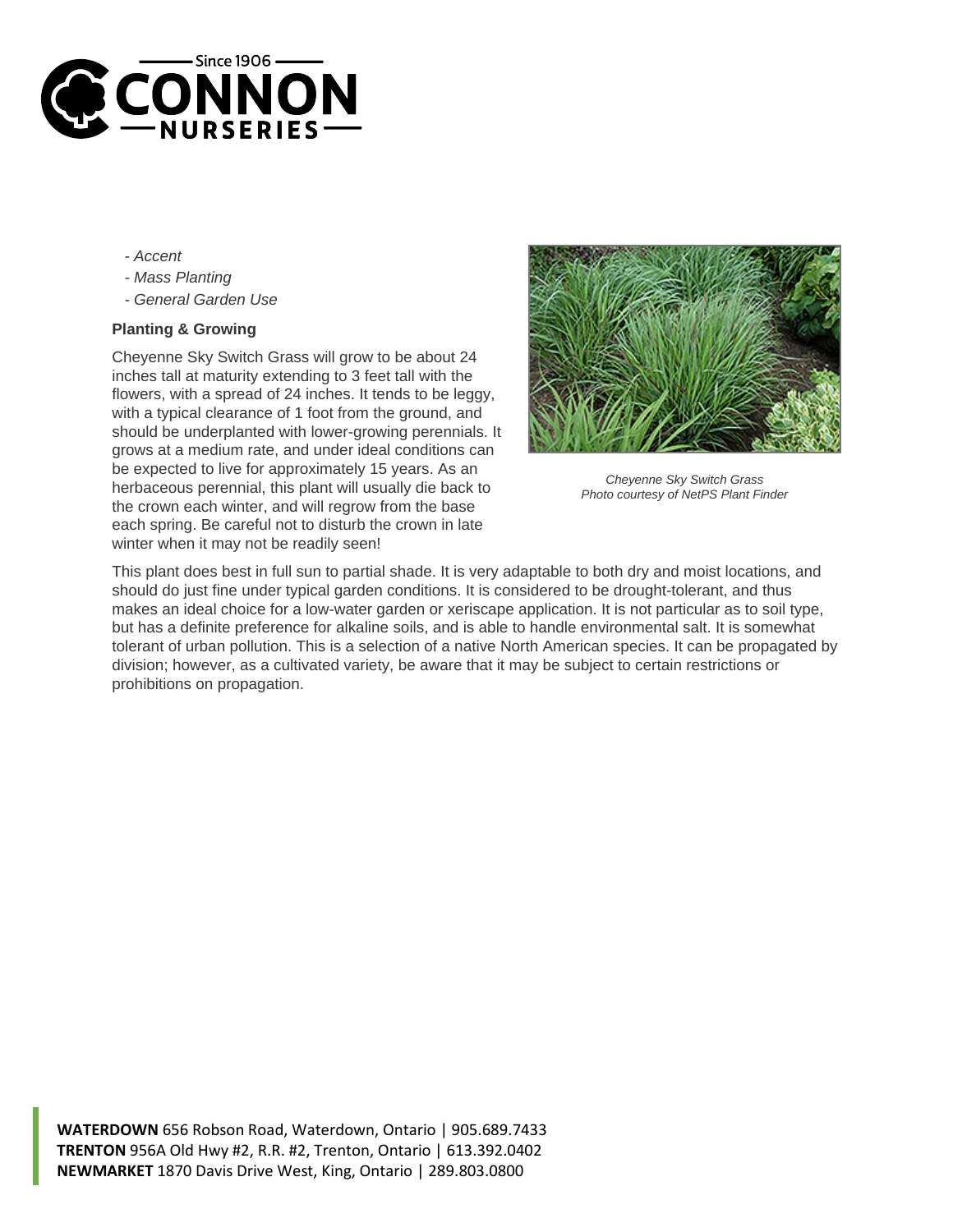- *Accent*
- *Mass Planting*
- *General Garden Use*

**Planting & Growing**

Cheyenne Sky Switch Grass will grow to be about 24 inches tall at maturity extending to 3 feet tall with the flowers, with a spread of 24 inches. It tends to be leggy, with a typical clearance of 1 foot from the ground, and should be underplanted with lower-growing perennials. It grows at a medium rate, and under ideal conditions can be expected to live for approximately 15 years. As an herbaceous perennial, this plant will usually die back to the crown each winter, and will regrow from the base each spring. Be careful not to disturb the crown in late winter when it may not be readily seen!

*Cheyenne Sky Switch Grass*
*Photo courtesy of NetPS Plant Finder*

This plant does best in full sun to partial shade. It is very adaptable to both dry and moist locations, and should do just fine under typical garden conditions. It is considered to be drought-tolerant, and thus makes an ideal choice for a low-water garden or xeriscape application. It is not particular as to soil type, but has a definite preference for alkaline soils, and is able to handle environmental salt. It is somewhat tolerant of urban pollution. This is a selection of a native North American species. It can be propagated by division; however, as a cultivated variety, be aware that it may be subject to certain restrictions or prohibitions on propagation.